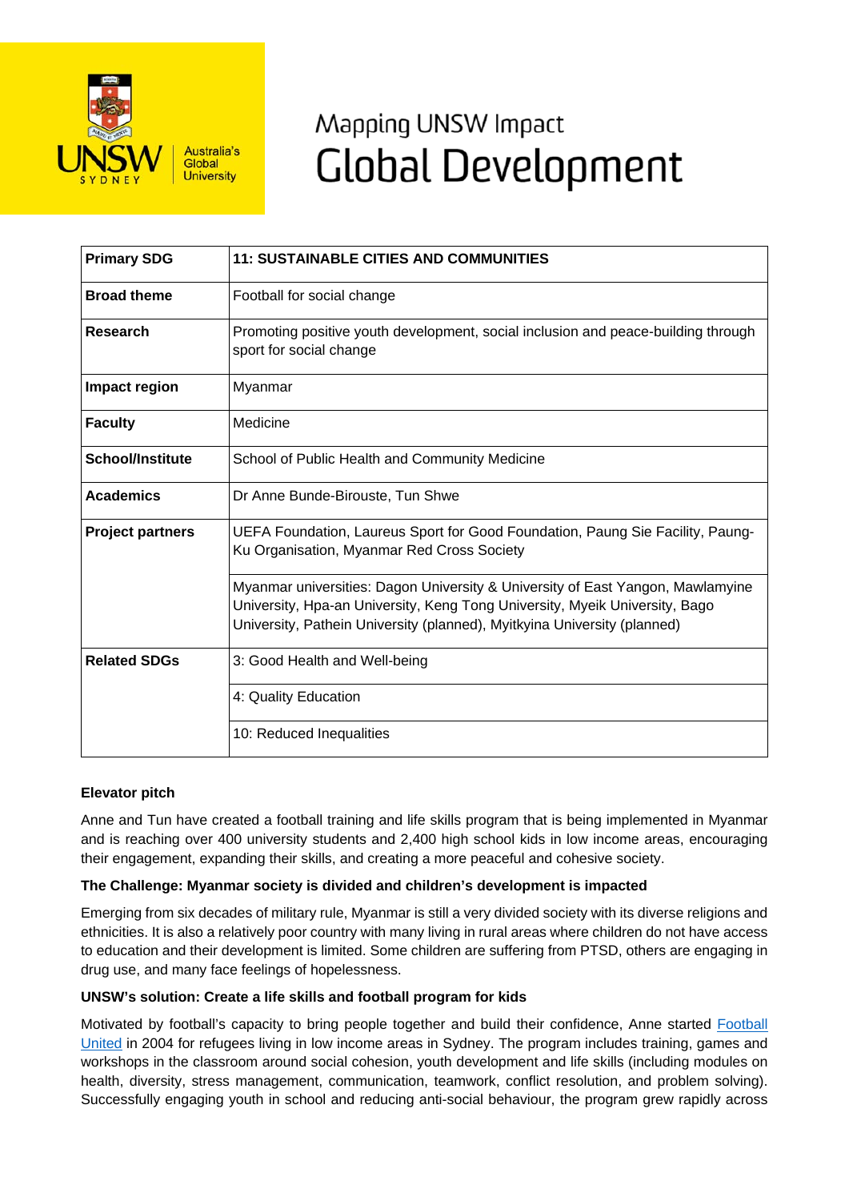Mapping UNSW Impact

# Global Development

| Primary SDG | 11: SUSTAINABLE CITIES AND COMMUNITIES |
|---|---|
| **Broad theme** | Football for social change |
| **Research** | Promoting positive youth development, social inclusion and peace-building through sport for social change |
| **Impact region** | Myanmar |
| **Faculty** | Medicine |
| **School/Institute** | School of Public Health and Community Medicine |
| **Academics** | Dr Anne Bunde-Birouste, Tun Shwe |
| **Project partners** | UEFA Foundation, Laureus Sport for Good Foundation, Paung Sie Facility, Paung-Ku Organisation, Myanmar Red Cross Society |
| | Myanmar universities: Dagon University & University of East Yangon, Mawlamyine University, Hpa-an University, Keng Tong University, Myeik University, Bago University, Pathein University (planned), Myitkyina University (planned) |
| **Related SDGs** | 3: Good Health and Well-being |
| | 4: Quality Education |
| | 10: Reduced Inequalities |

**Elevator pitch**

Anne and Tun have created a football training and life skills program that is being implemented in Myanmar and is reaching over 400 university students and 2,400 high school kids in low income areas, encouraging their engagement, expanding their skills, and creating a more peaceful and cohesive society.

**The Challenge: Myanmar society is divided and children's development is impacted**

Emerging from six decades of military rule, Myanmar is still a very divided society with its diverse religions and ethnicities. It is also a relatively poor country with many living in rural areas where children do not have access to education and their development is limited. Some children are suffering from PTSD, others are engaging in drug use, and many face feelings of hopelessness.

**UNSW's solution: Create a life skills and football program for kids**

Motivated by football's capacity to bring people together and build their confidence, Anne started Football United in 2004 for refugees living in low income areas in Sydney. The program includes training, games and workshops in the classroom around social cohesion, youth development and life skills (including modules on health, diversity, stress management, communication, teamwork, conflict resolution, and problem solving). Successfully engaging youth in school and reducing anti-social behaviour, the program grew rapidly across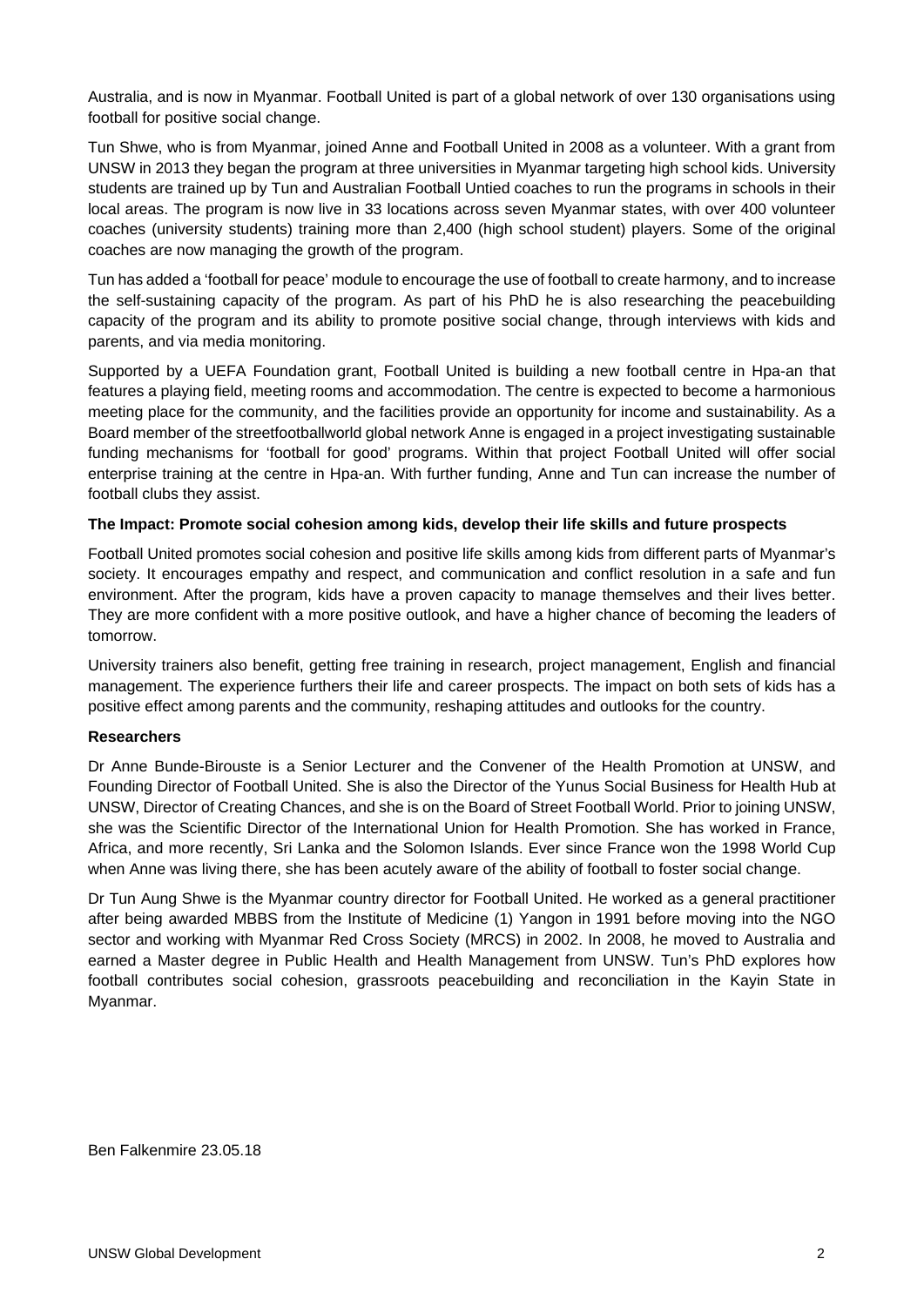Australia, and is now in Myanmar. Football United is part of a global network of over 130 organisations using football for positive social change.

Tun Shwe, who is from Myanmar, joined Anne and Football United in 2008 as a volunteer. With a grant from UNSW in 2013 they began the program at three universities in Myanmar targeting high school kids. University students are trained up by Tun and Australian Football Untied coaches to run the programs in schools in their local areas. The program is now live in 33 locations across seven Myanmar states, with over 400 volunteer coaches (university students) training more than 2,400 (high school student) players. Some of the original coaches are now managing the growth of the program.

Tun has added a 'football for peace' module to encourage the use of football to create harmony, and to increase the self-sustaining capacity of the program. As part of his PhD he is also researching the peacebuilding capacity of the program and its ability to promote positive social change, through interviews with kids and parents, and via media monitoring.

Supported by a UEFA Foundation grant, Football United is building a new football centre in Hpa-an that features a playing field, meeting rooms and accommodation. The centre is expected to become a harmonious meeting place for the community, and the facilities provide an opportunity for income and sustainability. As a Board member of the streetfootballworld global network Anne is engaged in a project investigating sustainable funding mechanisms for 'football for good' programs. Within that project Football United will offer social enterprise training at the centre in Hpa-an. With further funding, Anne and Tun can increase the number of football clubs they assist.

**The Impact: Promote social cohesion among kids, develop their life skills and future prospects**

Football United promotes social cohesion and positive life skills among kids from different parts of Myanmar's society. It encourages empathy and respect, and communication and conflict resolution in a safe and fun environment. After the program, kids have a proven capacity to manage themselves and their lives better. They are more confident with a more positive outlook, and have a higher chance of becoming the leaders of tomorrow.

University trainers also benefit, getting free training in research, project management, English and financial management. The experience furthers their life and career prospects. The impact on both sets of kids has a positive effect among parents and the community, reshaping attitudes and outlooks for the country.

**Researchers**

Dr Anne Bunde-Birouste is a Senior Lecturer and the Convener of the Health Promotion at UNSW, and Founding Director of Football United. She is also the Director of the Yunus Social Business for Health Hub at UNSW, Director of Creating Chances, and she is on the Board of Street Football World. Prior to joining UNSW, she was the Scientific Director of the International Union for Health Promotion. She has worked in France, Africa, and more recently, Sri Lanka and the Solomon Islands. Ever since France won the 1998 World Cup when Anne was living there, she has been acutely aware of the ability of football to foster social change.

Dr Tun Aung Shwe is the Myanmar country director for Football United. He worked as a general practitioner after being awarded MBBS from the Institute of Medicine (1) Yangon in 1991 before moving into the NGO sector and working with Myanmar Red Cross Society (MRCS) in 2002. In 2008, he moved to Australia and earned a Master degree in Public Health and Health Management from UNSW. Tun's PhD explores how football contributes social cohesion, grassroots peacebuilding and reconciliation in the Kayin State in Myanmar.

Ben Falkenmire 23.05.18